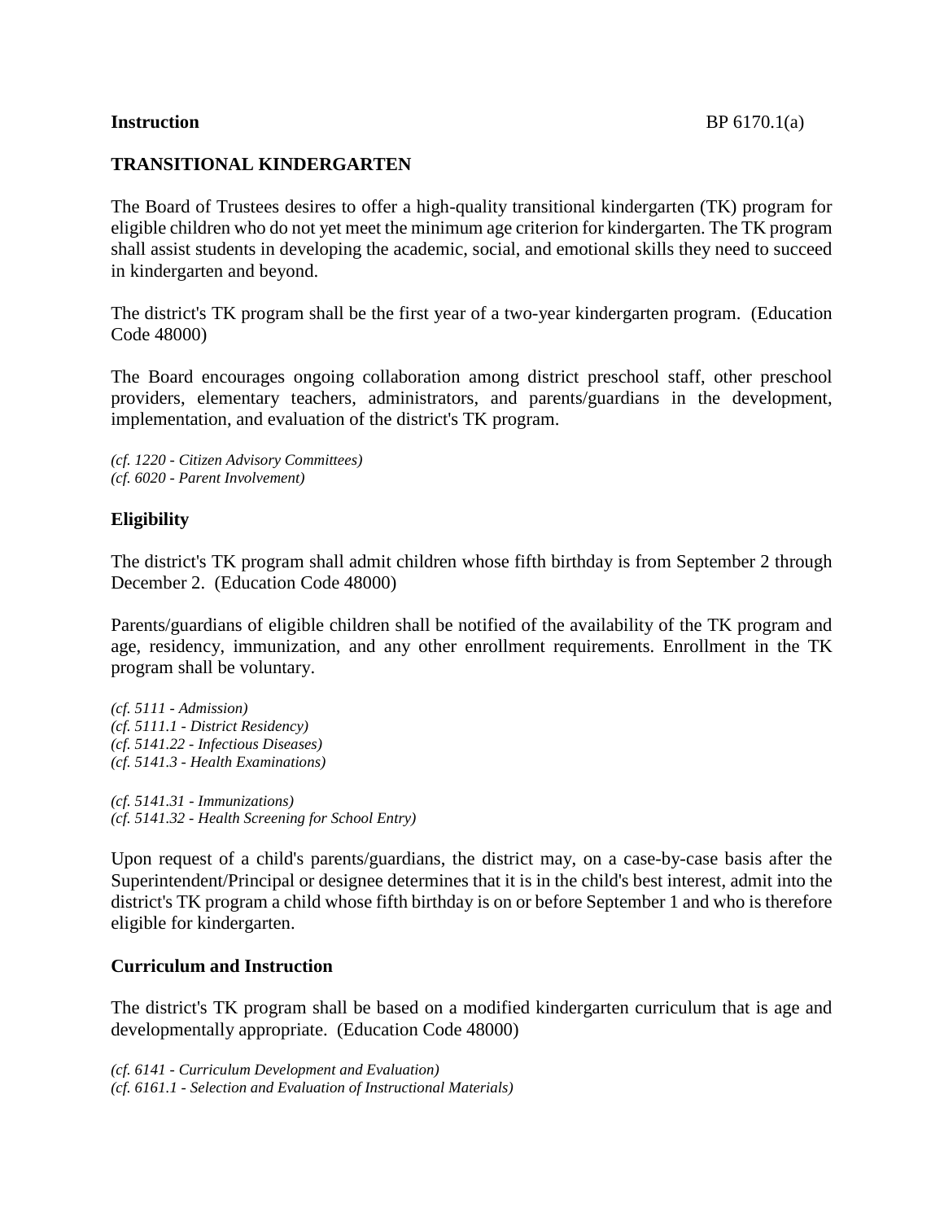**Instruction** BP 6170.1(a)

# TRANSITIONAL KINDERGARTEN

The Board of Trustees desires to offer a high-quality transitional kindergarten (TK) program for eligible children who do not yet meet the minimum age criterion for kindergarten. The TK program shall assist students in developing the academic, social, and emotional skills they need to succeed in kindergarten and beyond.

The district's TK program shall be the first year of a two-year kindergarten program. (Education Code 48000)

The Board encourages ongoing collaboration among district preschool staff, other preschool providers, elementary teachers, administrators, and parents/guardians in the development, implementation, and evaluation of the district's TK program.

*(cf. 1220 - Citizen Advisory Committees)*
*(cf. 6020 - Parent Involvement)*

## Eligibility

The district's TK program shall admit children whose fifth birthday is from September 2 through December 2. (Education Code 48000)

Parents/guardians of eligible children shall be notified of the availability of the TK program and age, residency, immunization, and any other enrollment requirements. Enrollment in the TK program shall be voluntary.

*(cf. 5111 - Admission)*
*(cf. 5111.1 - District Residency)*
*(cf. 5141.22 - Infectious Diseases)*
*(cf. 5141.3 - Health Examinations)*

*(cf. 5141.31 - Immunizations)*
*(cf. 5141.32 - Health Screening for School Entry)*

Upon request of a child's parents/guardians, the district may, on a case-by-case basis after the Superintendent/Principal or designee determines that it is in the child's best interest, admit into the district's TK program a child whose fifth birthday is on or before September 1 and who is therefore eligible for kindergarten.

## Curriculum and Instruction

The district's TK program shall be based on a modified kindergarten curriculum that is age and developmentally appropriate. (Education Code 48000)

*(cf. 6141 - Curriculum Development and Evaluation)*
*(cf. 6161.1 - Selection and Evaluation of Instructional Materials)*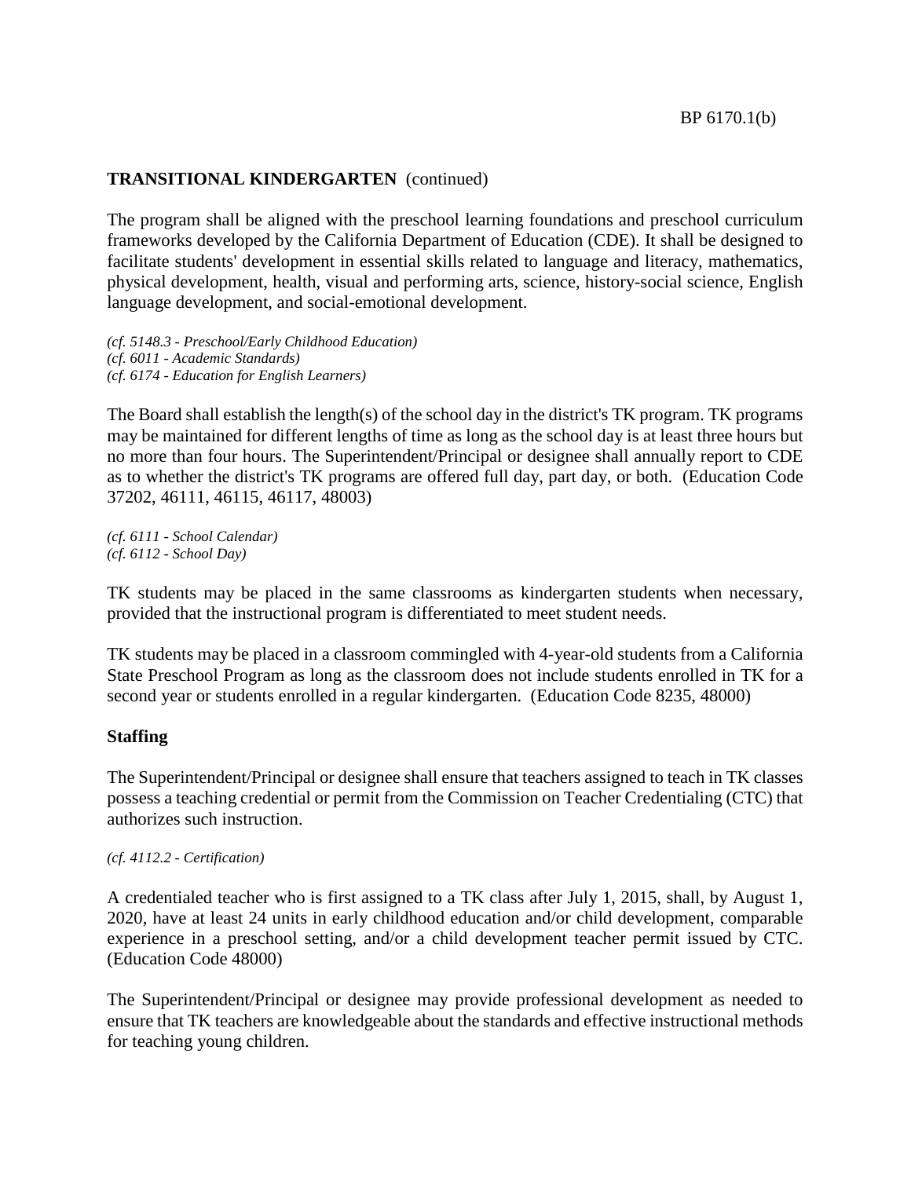**TRANSITIONAL KINDERGARTEN** (continued)

The program shall be aligned with the preschool learning foundations and preschool curriculum frameworks developed by the California Department of Education (CDE). It shall be designed to facilitate students' development in essential skills related to language and literacy, mathematics, physical development, health, visual and performing arts, science, history-social science, English language development, and social-emotional development.

*(cf. 5148.3 - Preschool/Early Childhood Education)*
*(cf. 6011 - Academic Standards)*
*(cf. 6174 - Education for English Learners)*

The Board shall establish the length(s) of the school day in the district's TK program. TK programs may be maintained for different lengths of time as long as the school day is at least three hours but no more than four hours. The Superintendent/Principal or designee shall annually report to CDE as to whether the district's TK programs are offered full day, part day, or both. (Education Code 37202, 46111, 46115, 46117, 48003)

*(cf. 6111 - School Calendar)*
*(cf. 6112 - School Day)*

TK students may be placed in the same classrooms as kindergarten students when necessary, provided that the instructional program is differentiated to meet student needs.

TK students may be placed in a classroom commingled with 4-year-old students from a California State Preschool Program as long as the classroom does not include students enrolled in TK for a second year or students enrolled in a regular kindergarten. (Education Code 8235, 48000)

**Staffing**

The Superintendent/Principal or designee shall ensure that teachers assigned to teach in TK classes possess a teaching credential or permit from the Commission on Teacher Credentialing (CTC) that authorizes such instruction.

*(cf. 4112.2 - Certification)*

A credentialed teacher who is first assigned to a TK class after July 1, 2015, shall, by August 1, 2020, have at least 24 units in early childhood education and/or child development, comparable experience in a preschool setting, and/or a child development teacher permit issued by CTC. (Education Code 48000)

The Superintendent/Principal or designee may provide professional development as needed to ensure that TK teachers are knowledgeable about the standards and effective instructional methods for teaching young children.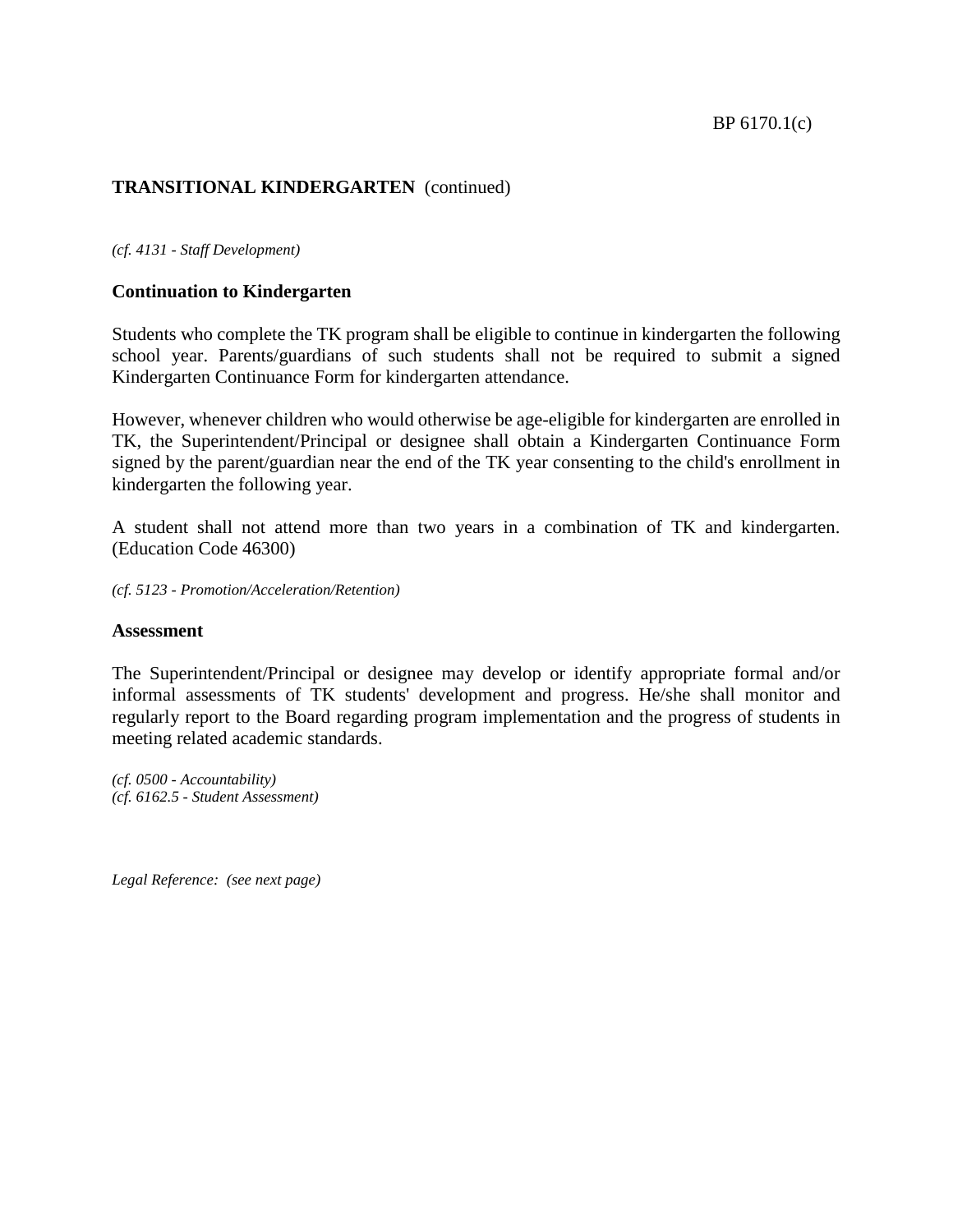*(cf. 4131 - Staff Development)*

### Continuation to Kindergarten

Students who complete the TK program shall be eligible to continue in kindergarten the following school year. Parents/guardians of such students shall not be required to submit a signed Kindergarten Continuance Form for kindergarten attendance.

However, whenever children who would otherwise be age-eligible for kindergarten are enrolled in TK, the Superintendent/Principal or designee shall obtain a Kindergarten Continuance Form signed by the parent/guardian near the end of the TK year consenting to the child's enrollment in kindergarten the following year.

A student shall not attend more than two years in a combination of TK and kindergarten. (Education Code 46300)

*(cf. 5123 - Promotion/Acceleration/Retention)*

### Assessment

The Superintendent/Principal or designee may develop or identify appropriate formal and/or informal assessments of TK students' development and progress. He/she shall monitor and regularly report to the Board regarding program implementation and the progress of students in meeting related academic standards.

*(cf. 0500 - Accountability)*
*(cf. 6162.5 - Student Assessment)*

*Legal Reference: (see next page)*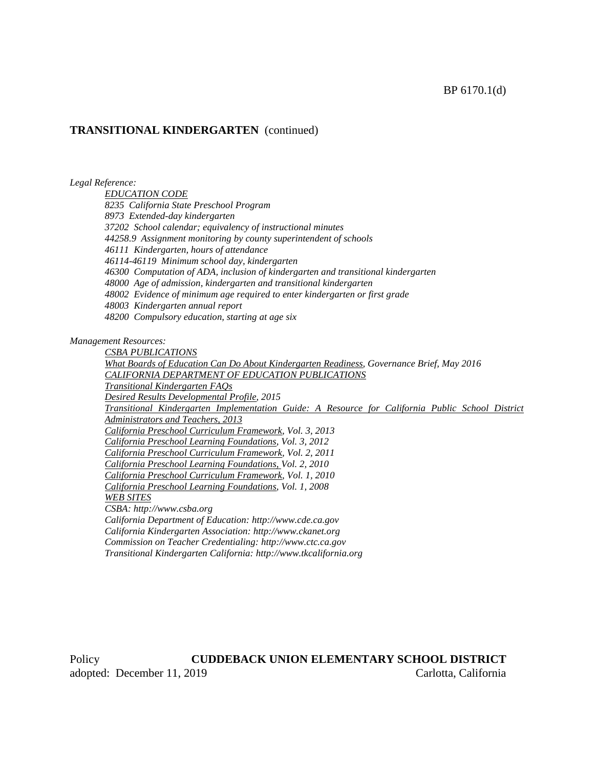**TRANSITIONAL KINDERGARTEN** (continued)

*Legal Reference:*

*EDUCATION CODE*
*8235 California State Preschool Program*
*8973 Extended-day kindergarten*
*37202 School calendar; equivalency of instructional minutes*
*44258.9 Assignment monitoring by county superintendent of schools*
*46111 Kindergarten, hours of attendance*
*46114-46119 Minimum school day, kindergarten*
*46300 Computation of ADA, inclusion of kindergarten and transitional kindergarten*
*48000 Age of admission, kindergarten and transitional kindergarten*
*48002 Evidence of minimum age required to enter kindergarten or first grade*
*48003 Kindergarten annual report*
*48200 Compulsory education, starting at age six*

*Management Resources:*

*CSBA PUBLICATIONS*
*What Boards of Education Can Do About Kindergarten Readiness, Governance Brief, May 2016*
*CALIFORNIA DEPARTMENT OF EDUCATION PUBLICATIONS*
*Transitional Kindergarten FAQs*
*Desired Results Developmental Profile, 2015*
*Transitional Kindergarten Implementation Guide: A Resource for California Public School District Administrators and Teachers, 2013*
*California Preschool Curriculum Framework, Vol. 3, 2013*
*California Preschool Learning Foundations, Vol. 3, 2012*
*California Preschool Curriculum Framework, Vol. 2, 2011*
*California Preschool Learning Foundations, Vol. 2, 2010*
*California Preschool Curriculum Framework, Vol. 1, 2010*
*California Preschool Learning Foundations, Vol. 1, 2008*
*WEB SITES*
*CSBA: http://www.csba.org*
*California Department of Education: http://www.cde.ca.gov*
*California Kindergarten Association: http://www.ckanet.org*
*Commission on Teacher Credentialing: http://www.ctc.ca.gov*
*Transitional Kindergarten California: http://www.tkcalifornia.org*

Policy **CUDDEBACK UNION ELEMENTARY SCHOOL DISTRICT**
adopted: December 11, 2019 Carlotta, California